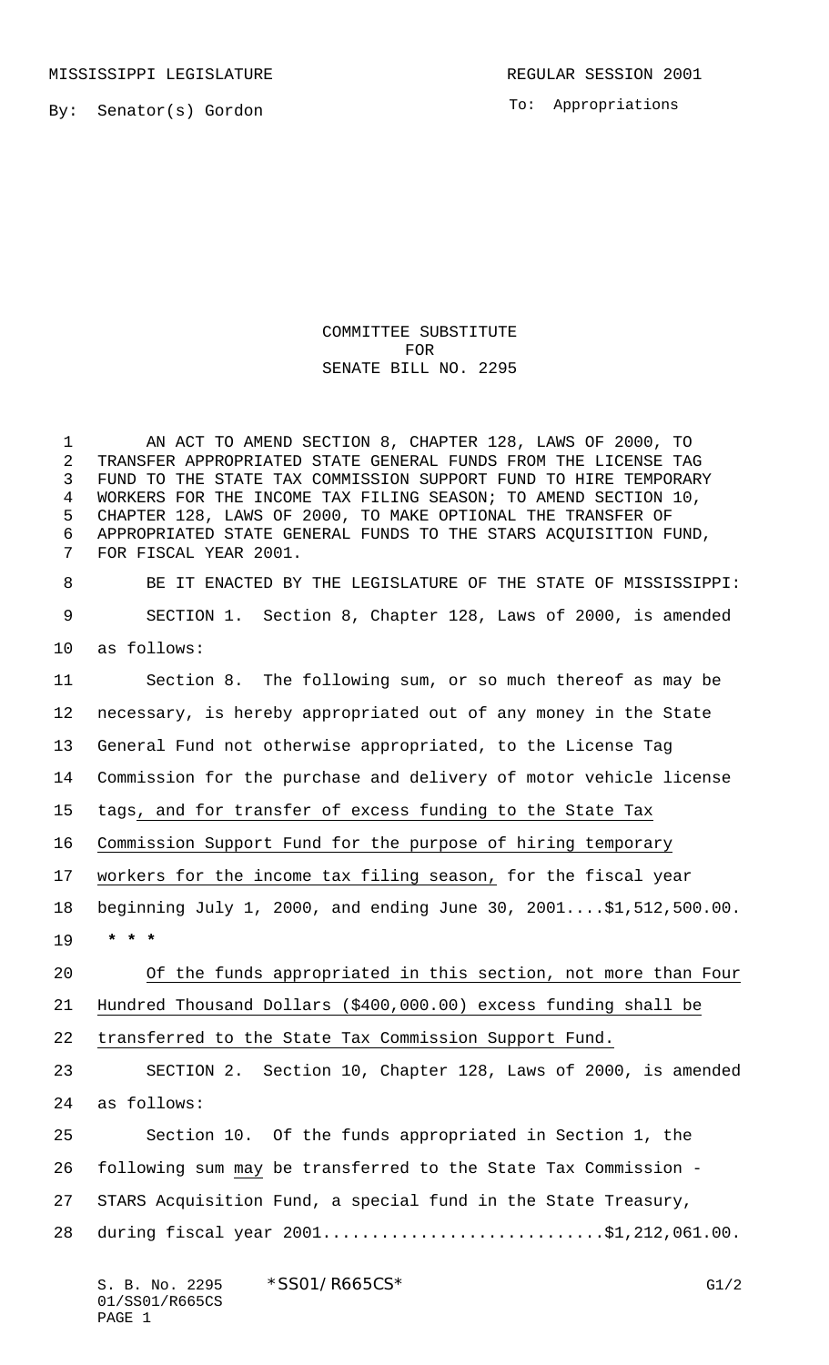MISSISSIPPI LEGISLATURE REGULAR SESSION 2001

By: Senator(s) Gordon

To: Appropriations

COMMITTEE SUBSTITUTE
FOR
SENATE BILL NO. 2295

AN ACT TO AMEND SECTION 8, CHAPTER 128, LAWS OF 2000, TO TRANSFER APPROPRIATED STATE GENERAL FUNDS FROM THE LICENSE TAG FUND TO THE STATE TAX COMMISSION SUPPORT FUND TO HIRE TEMPORARY WORKERS FOR THE INCOME TAX FILING SEASON; TO AMEND SECTION 10, CHAPTER 128, LAWS OF 2000, TO MAKE OPTIONAL THE TRANSFER OF APPROPRIATED STATE GENERAL FUNDS TO THE STARS ACQUISITION FUND, FOR FISCAL YEAR 2001.

BE IT ENACTED BY THE LEGISLATURE OF THE STATE OF MISSISSIPPI:

SECTION 1. Section 8, Chapter 128, Laws of 2000, is amended as follows:

Section 8. The following sum, or so much thereof as may be necessary, is hereby appropriated out of any money in the State General Fund not otherwise appropriated, to the License Tag Commission for the purchase and delivery of motor vehicle license tags, and for transfer of excess funding to the State Tax Commission Support Fund for the purpose of hiring temporary workers for the income tax filing season, for the fiscal year beginning July 1, 2000, and ending June 30, 2001....$1,512,500.00.

* * *

Of the funds appropriated in this section, not more than Four Hundred Thousand Dollars ($400,000.00) excess funding shall be transferred to the State Tax Commission Support Fund.

SECTION 2. Section 10, Chapter 128, Laws of 2000, is amended as follows:

Section 10. Of the funds appropriated in Section 1, the following sum may be transferred to the State Tax Commission - STARS Acquisition Fund, a special fund in the State Treasury, during fiscal year 2001............................$1,212,061.00.

S. B. No. 2295 *SS01/R665CS* G1/2
01/SS01/R665CS
PAGE 1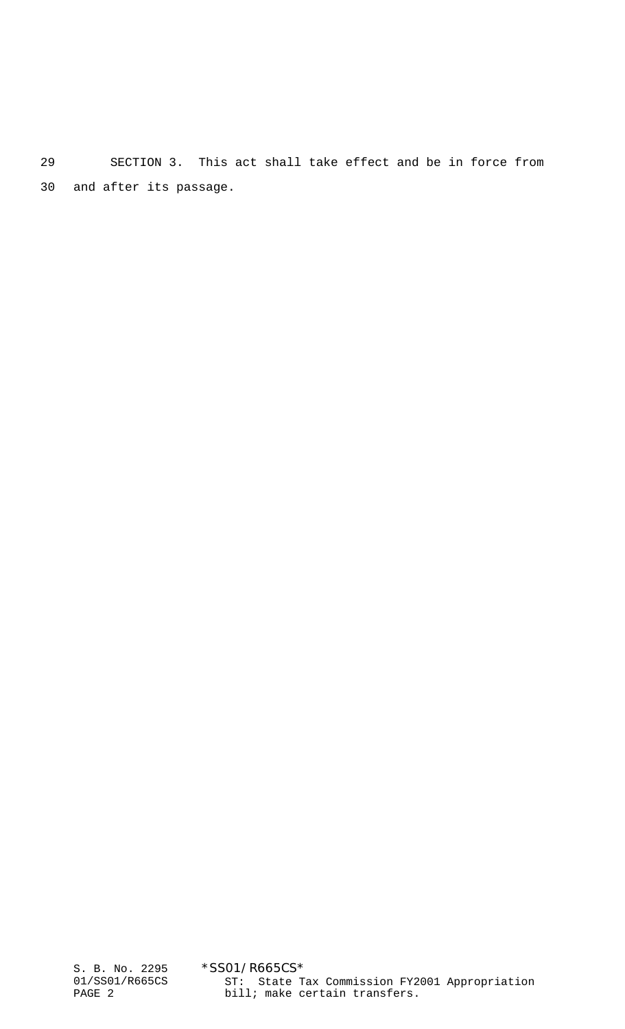SECTION 3. This act shall take effect and be in force from and after its passage.